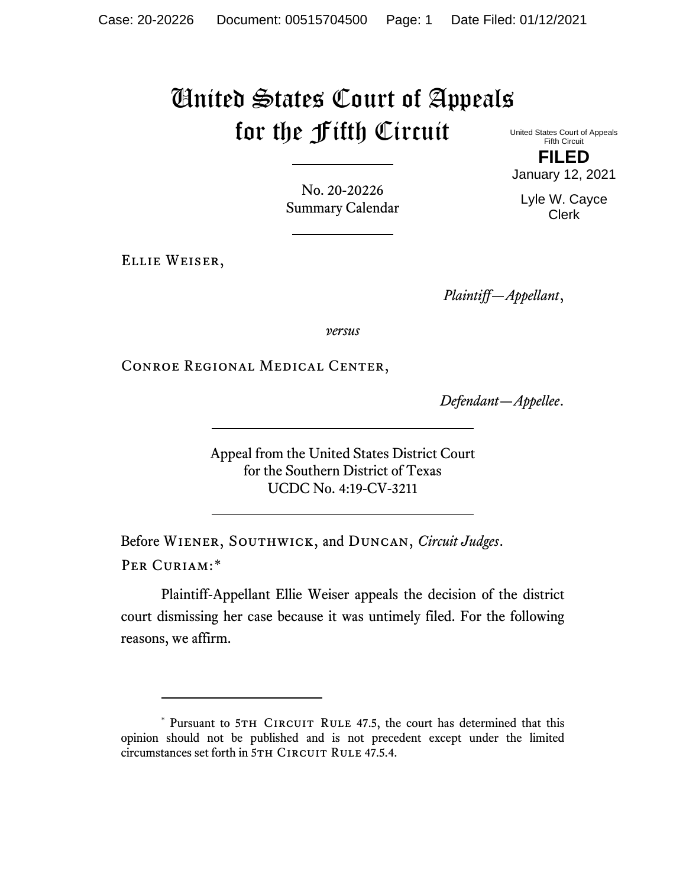# United States Court of Appeals for the Fifth Circuit

United States Court of Appeals
Fifth Circuit

**FILED**

January 12, 2021

Lyle W. Cayce
Clerk

---

No. 20-20226
Summary Calendar

---

Ellie Weiser,

*Plaintiff—Appellant*,

*versus*

Conroe Regional Medical Center,

*Defendant—Appellee*.

---

Appeal from the United States District Court
for the Southern District of Texas
UCDC No. 4:19-CV-3211

---

Before Wiener, Southwick, and Duncan, *Circuit Judges*.

Per Curiam:*

Plaintiff-Appellant Ellie Weiser appeals the decision of the district court dismissing her case because it was untimely filed. For the following reasons, we affirm.

---

* Pursuant to 5th Circuit Rule 47.5, the court has determined that this opinion should not be published and is not precedent except under the limited circumstances set forth in 5th Circuit Rule 47.5.4.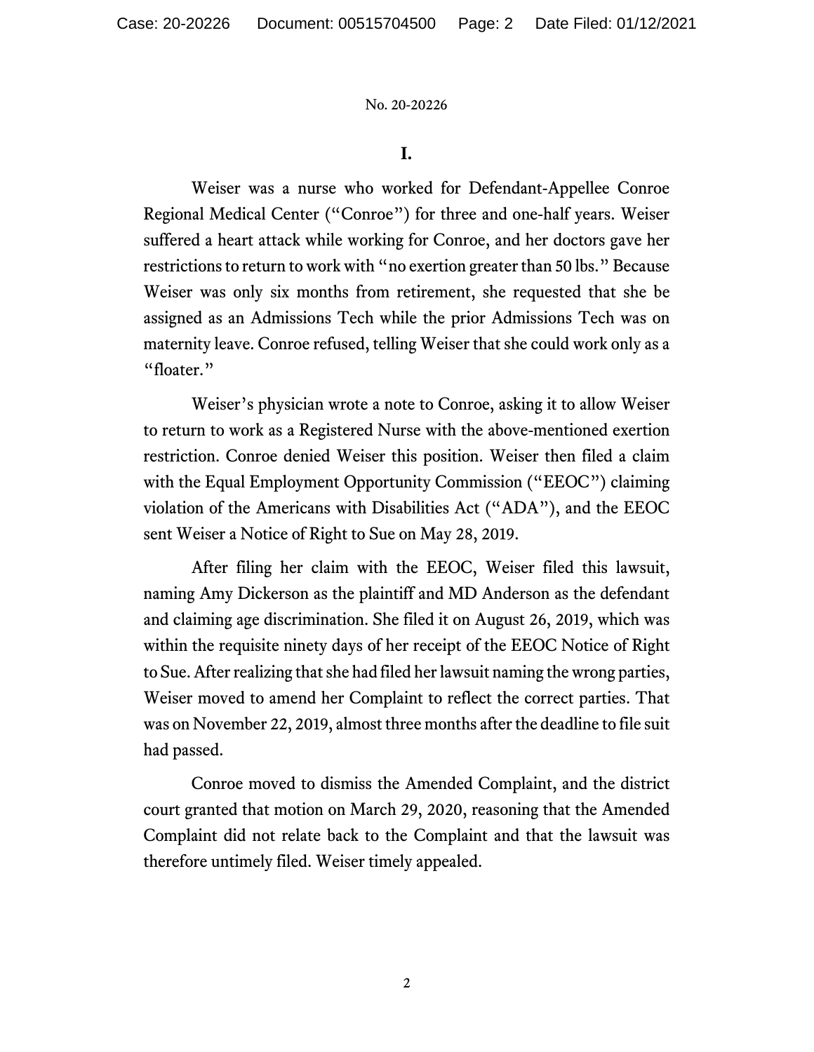## I.

Weiser was a nurse who worked for Defendant-Appellee Conroe Regional Medical Center ("Conroe") for three and one-half years. Weiser suffered a heart attack while working for Conroe, and her doctors gave her restrictions to return to work with "no exertion greater than 50 lbs." Because Weiser was only six months from retirement, she requested that she be assigned as an Admissions Tech while the prior Admissions Tech was on maternity leave. Conroe refused, telling Weiser that she could work only as a "floater."

Weiser's physician wrote a note to Conroe, asking it to allow Weiser to return to work as a Registered Nurse with the above-mentioned exertion restriction. Conroe denied Weiser this position. Weiser then filed a claim with the Equal Employment Opportunity Commission ("EEOC") claiming violation of the Americans with Disabilities Act ("ADA"), and the EEOC sent Weiser a Notice of Right to Sue on May 28, 2019.

After filing her claim with the EEOC, Weiser filed this lawsuit, naming Amy Dickerson as the plaintiff and MD Anderson as the defendant and claiming age discrimination. She filed it on August 26, 2019, which was within the requisite ninety days of her receipt of the EEOC Notice of Right to Sue. After realizing that she had filed her lawsuit naming the wrong parties, Weiser moved to amend her Complaint to reflect the correct parties. That was on November 22, 2019, almost three months after the deadline to file suit had passed.

Conroe moved to dismiss the Amended Complaint, and the district court granted that motion on March 29, 2020, reasoning that the Amended Complaint did not relate back to the Complaint and that the lawsuit was therefore untimely filed. Weiser timely appealed.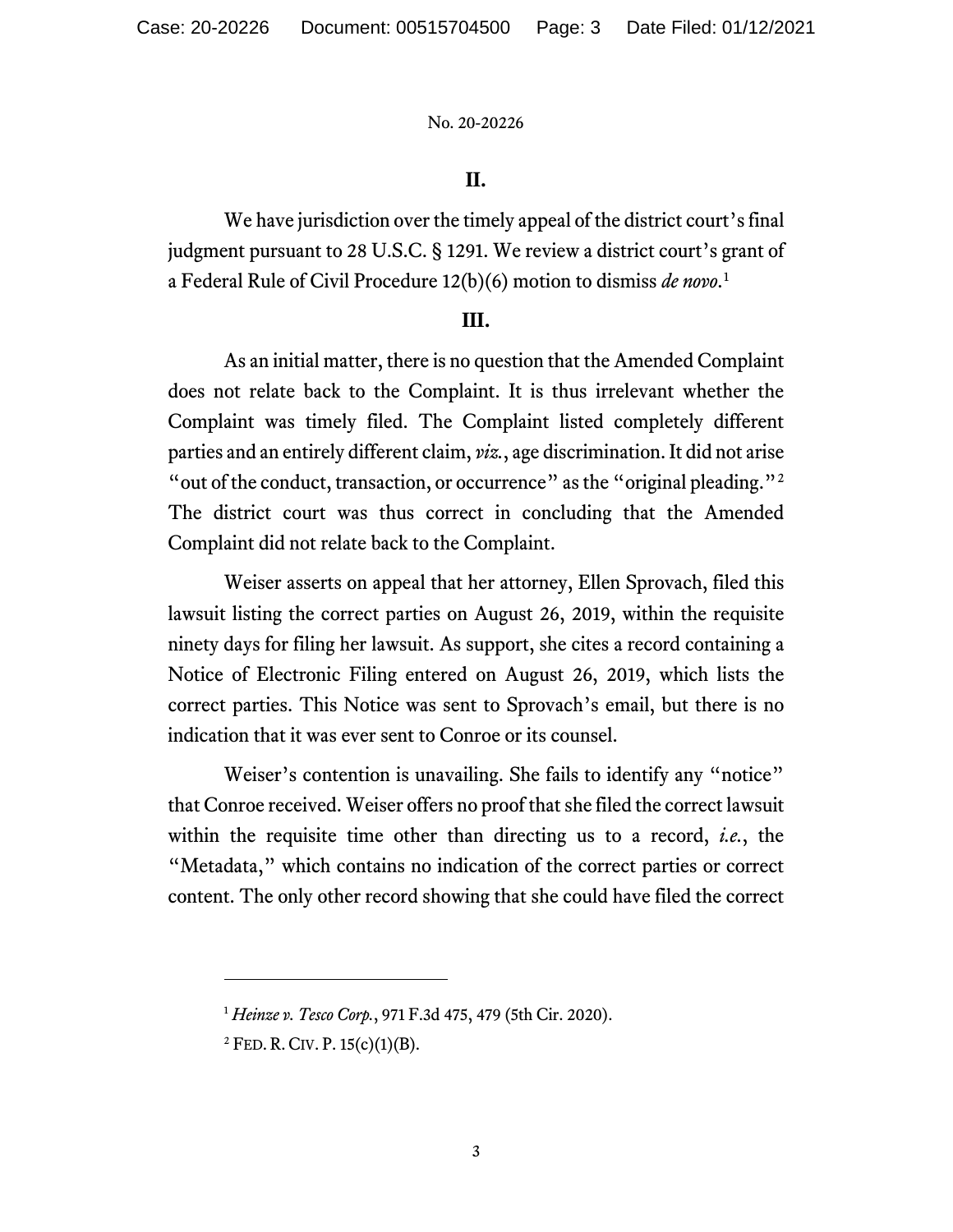## II.

We have jurisdiction over the timely appeal of the district court's final judgment pursuant to 28 U.S.C. § 1291. We review a district court's grant of a Federal Rule of Civil Procedure 12(b)(6) motion to dismiss *de novo*.[1]

## III.

As an initial matter, there is no question that the Amended Complaint does not relate back to the Complaint. It is thus irrelevant whether the Complaint was timely filed. The Complaint listed completely different parties and an entirely different claim, *viz.*, age discrimination. It did not arise "out of the conduct, transaction, or occurrence" as the "original pleading."[2] The district court was thus correct in concluding that the Amended Complaint did not relate back to the Complaint.

Weiser asserts on appeal that her attorney, Ellen Sprovach, filed this lawsuit listing the correct parties on August 26, 2019, within the requisite ninety days for filing her lawsuit. As support, she cites a record containing a Notice of Electronic Filing entered on August 26, 2019, which lists the correct parties. This Notice was sent to Sprovach's email, but there is no indication that it was ever sent to Conroe or its counsel.

Weiser's contention is unavailing. She fails to identify any "notice" that Conroe received. Weiser offers no proof that she filed the correct lawsuit within the requisite time other than directing us to a record, *i.e.*, the "Metadata," which contains no indication of the correct parties or correct content. The only other record showing that she could have filed the correct

---

[1] *Heinze v. Tesco Corp.*, 971 F.3d 475, 479 (5th Cir. 2020).

[2] FED. R. CIV. P. 15(c)(1)(B).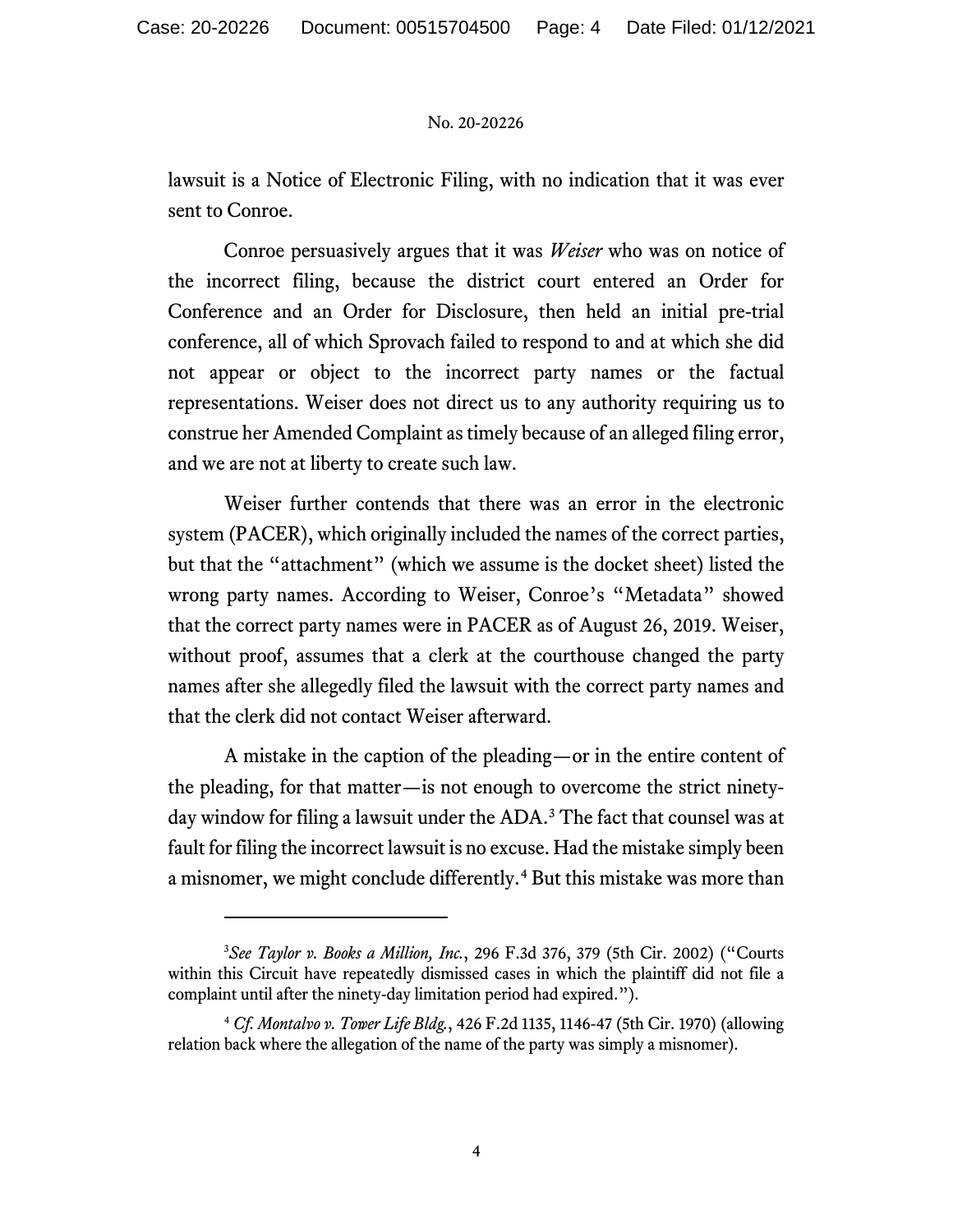lawsuit is a Notice of Electronic Filing, with no indication that it was ever sent to Conroe.

Conroe persuasively argues that it was *Weiser* who was on notice of the incorrect filing, because the district court entered an Order for Conference and an Order for Disclosure, then held an initial pre-trial conference, all of which Sprovach failed to respond to and at which she did not appear or object to the incorrect party names or the factual representations. Weiser does not direct us to any authority requiring us to construe her Amended Complaint as timely because of an alleged filing error, and we are not at liberty to create such law.

Weiser further contends that there was an error in the electronic system (PACER), which originally included the names of the correct parties, but that the "attachment" (which we assume is the docket sheet) listed the wrong party names. According to Weiser, Conroe's "Metadata" showed that the correct party names were in PACER as of August 26, 2019. Weiser, without proof, assumes that a clerk at the courthouse changed the party names after she allegedly filed the lawsuit with the correct party names and that the clerk did not contact Weiser afterward.

A mistake in the caption of the pleading—or in the entire content of the pleading, for that matter—is not enough to overcome the strict ninety-day window for filing a lawsuit under the ADA.[3] The fact that counsel was at fault for filing the incorrect lawsuit is no excuse. Had the mistake simply been a misnomer, we might conclude differently.[4] But this mistake was more than

---

[3] *See Taylor v. Books a Million, Inc.*, 296 F.3d 376, 379 (5th Cir. 2002) ("Courts within this Circuit have repeatedly dismissed cases in which the plaintiff did not file a complaint until after the ninety-day limitation period had expired.").

[4] *Cf. Montalvo v. Tower Life Bldg.*, 426 F.2d 1135, 1146-47 (5th Cir. 1970) (allowing relation back where the allegation of the name of the party was simply a misnomer).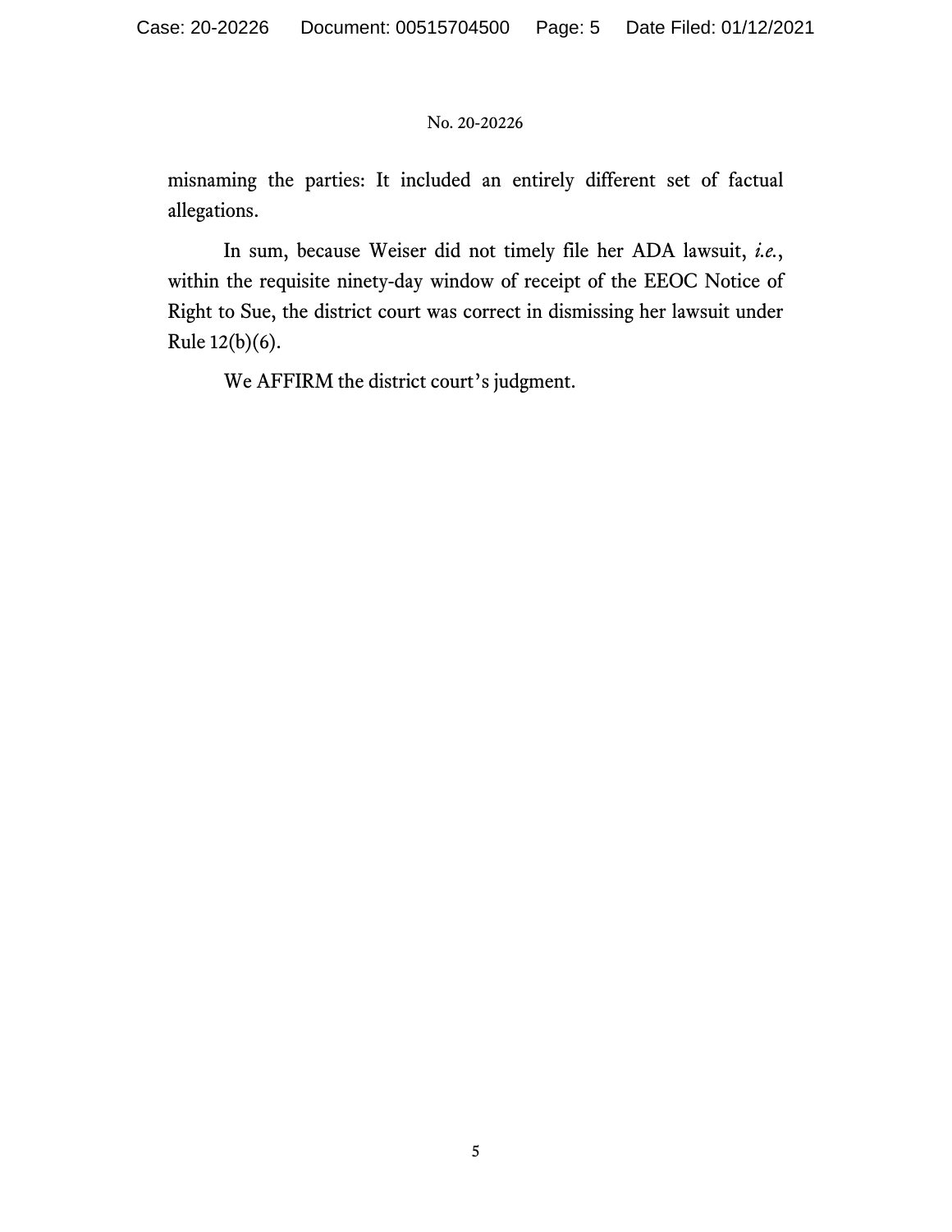misnaming the parties: It included an entirely different set of factual allegations.

In sum, because Weiser did not timely file her ADA lawsuit, *i.e.*, within the requisite ninety-day window of receipt of the EEOC Notice of Right to Sue, the district court was correct in dismissing her lawsuit under Rule 12(b)(6).

We AFFIRM the district court's judgment.